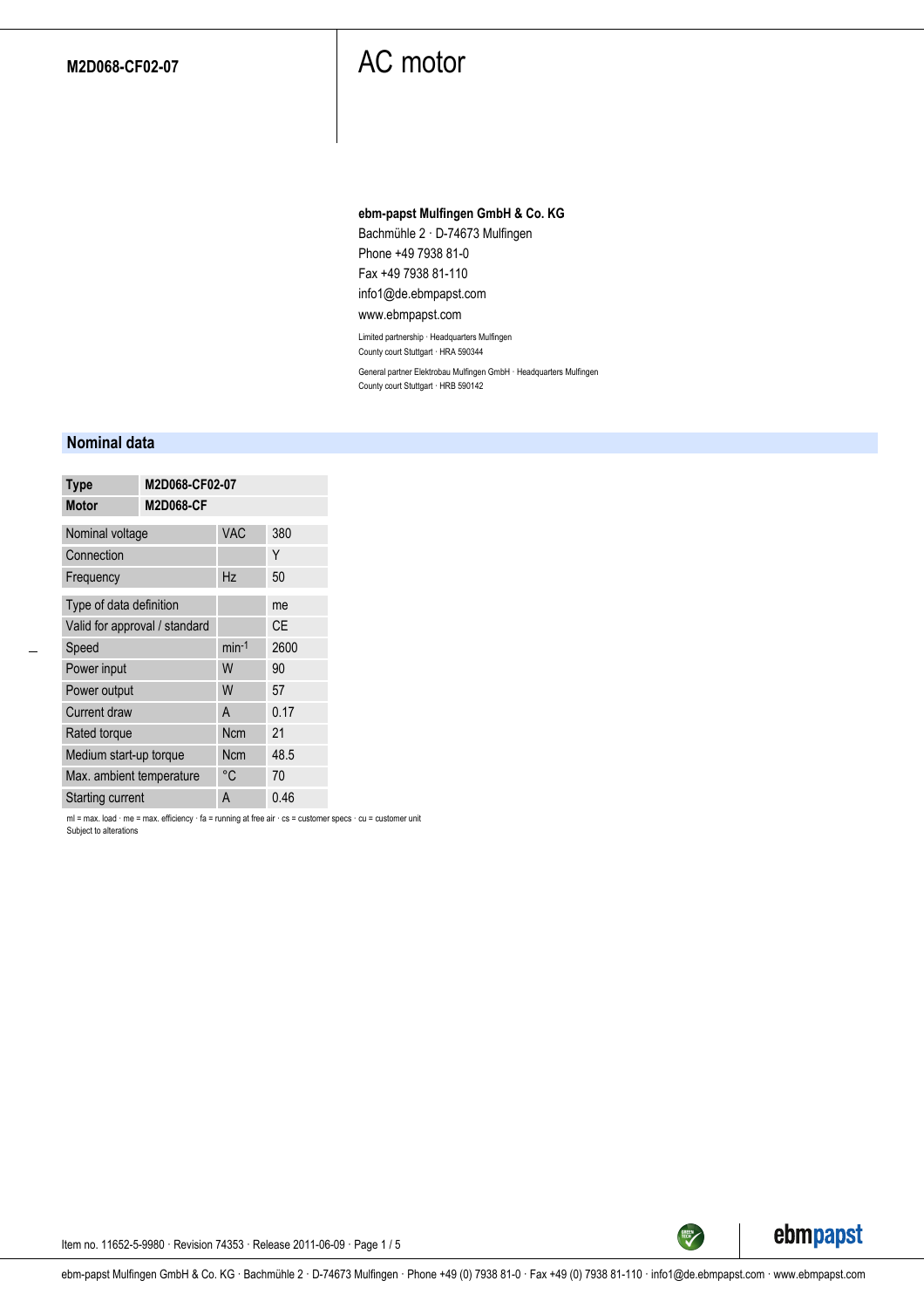**M2D068-CF02-07**

# AC motor

**ebm-papst Mulfingen GmbH & Co. KG**
Bachmühle 2 · D-74673 Mulfingen
Phone +49 7938 81-0
Fax +49 7938 81-110
info1@de.ebmpapst.com
www.ebmpapst.com

Limited partnership · Headquarters Mulfingen
County court Stuttgart · HRA 590344

General partner Elektrobau Mulfingen GmbH · Headquarters Mulfingen
County court Stuttgart · HRB 590142

## Nominal data

| **Type** | **M2D068-CF02-07** | |
|---|---|---|
| **Motor** | **M2D068-CF** | |
| Nominal voltage | VAC | 380 |
| Connection | | Y |
| Frequency | Hz | 50 |
| Type of data definition | | me |
| Valid for approval / standard | | CE |
| Speed | $min^{-1}$ | 2600 |
| Power input | W | 90 |
| Power output | W | 57 |
| Current draw | A | 0.17 |
| Rated torque | Ncm | 21 |
| Medium start-up torque | Ncm | 48.5 |
| Max. ambient temperature | °C | 70 |
| Starting current | A | 0.46 |

ml = max. load · me = max. efficiency · fa = running at free air · cs = customer specs · cu = customer unit
Subject to alterations

Item no. 11652-5-9980 · Revision 74353 · Release 2011-06-09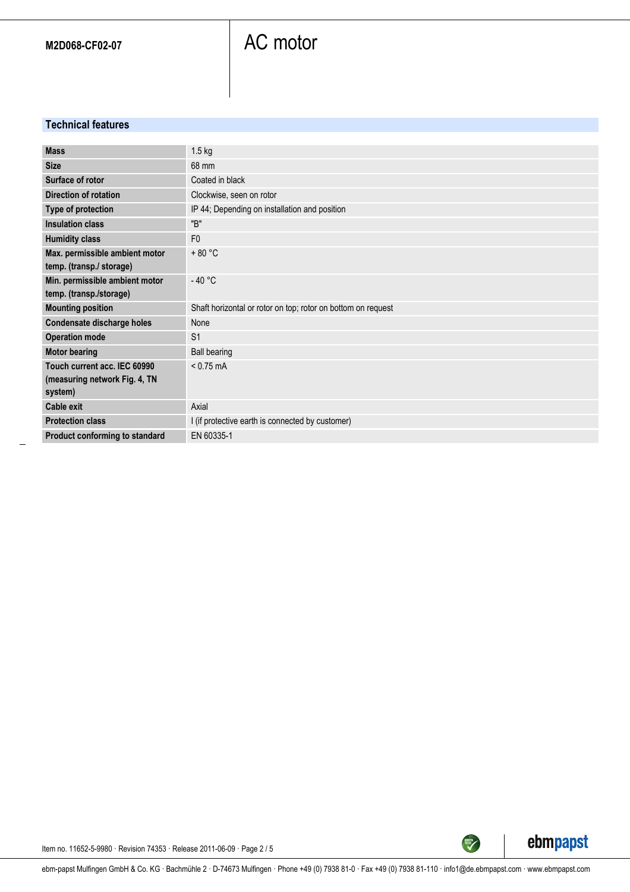M2D068-CF02-07

# AC motor

## Technical features

| | |
|---|---|
| **Mass** | 1.5 kg |
| **Size** | 68 mm |
| **Surface of rotor** | Coated in black |
| **Direction of rotation** | Clockwise, seen on rotor |
| **Type of protection** | IP 44; Depending on installation and position |
| **Insulation class** | "B" |
| **Humidity class** | F0 |
| **Max. permissible ambient motor temp. (transp./ storage)** | + 80 °C |
| **Min. permissible ambient motor temp. (transp./storage)** | - 40 °C |
| **Mounting position** | Shaft horizontal or rotor on top; rotor on bottom on request |
| **Condensate discharge holes** | None |
| **Operation mode** | S1 |
| **Motor bearing** | Ball bearing |
| **Touch current acc. IEC 60990 (measuring network Fig. 4, TN system)** | < 0.75 mA |
| **Cable exit** | Axial |
| **Protection class** | I (if protective earth is connected by customer) |
| **Product conforming to standard** | EN 60335-1 |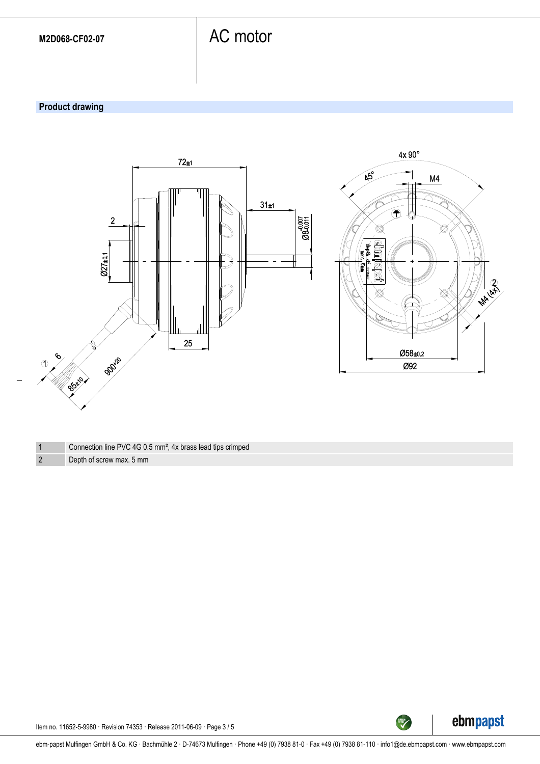M2D068-CF02-07

# AC motor

## Product drawing

| | |
|---|---|
| 1 | Connection line PVC 4G 0.5 mm², 4x brass lead tips crimped |
| 2 | Depth of screw max. 5 mm |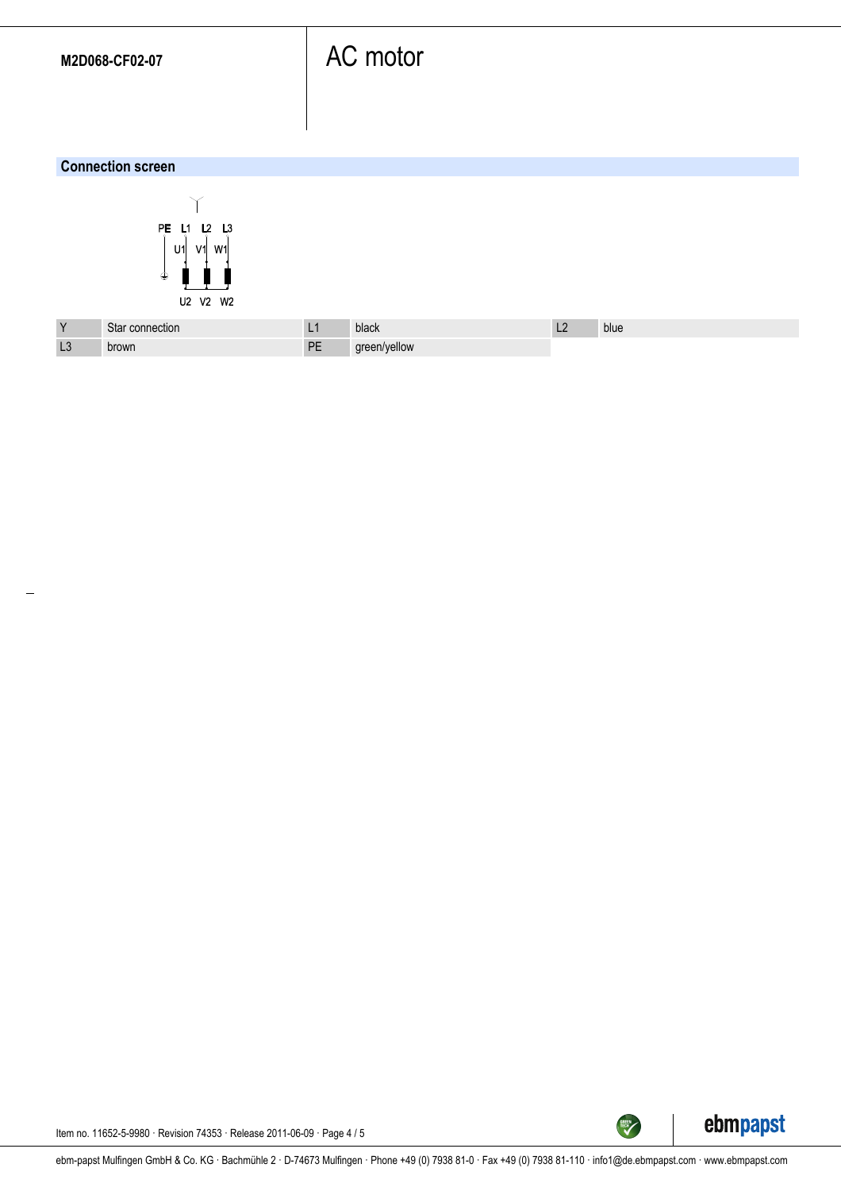M2D068-CF02-07

# AC motor

## Connection screen

| Y | Star connection | L1 | black | L2 | blue |
|---|---|---|---|---|---|
| L3 | brown | PE | green/yellow | | |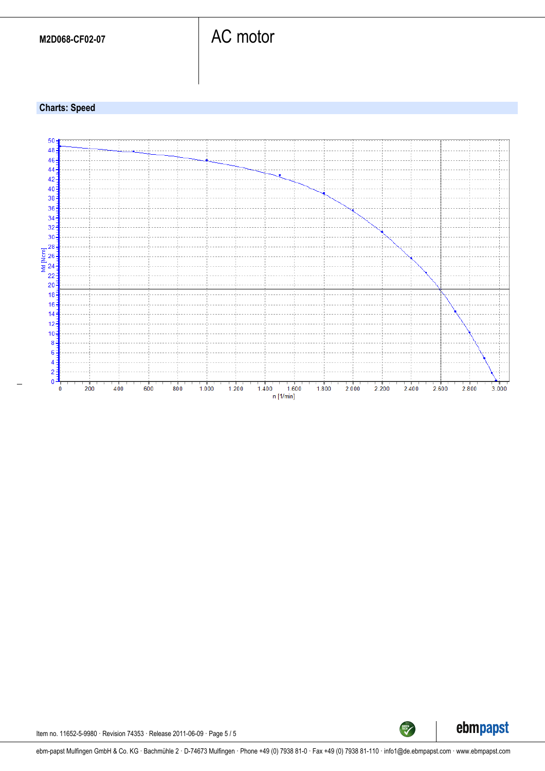**M2D068-CF02-07**

# AC motor

## Charts: Speed

Md [Ncm]

50
48
46
44
42
40
38
36
34
32
30
28
26
24
22
20
18
16
14
12
10
8
6
4
2
0

0 200 400 600 800 1.000 1.200 1.400 1.600 1.800 2.000 2.200 2.400 2.600 2.800 3.000

n [1/min]

Item no. 11652-5-9980 · Revision 74353 · Release 2011-06-09 · Page 5 / 5

ebm-papst Mulfingen GmbH & Co. KG · Bachmühle 2 · D-74673 Mulfingen · Phone +49 (0) 7938 81-0 · Fax +49 (0) 7938 81-110 · info1@de.ebmpapst.com · www.ebmpapst.com